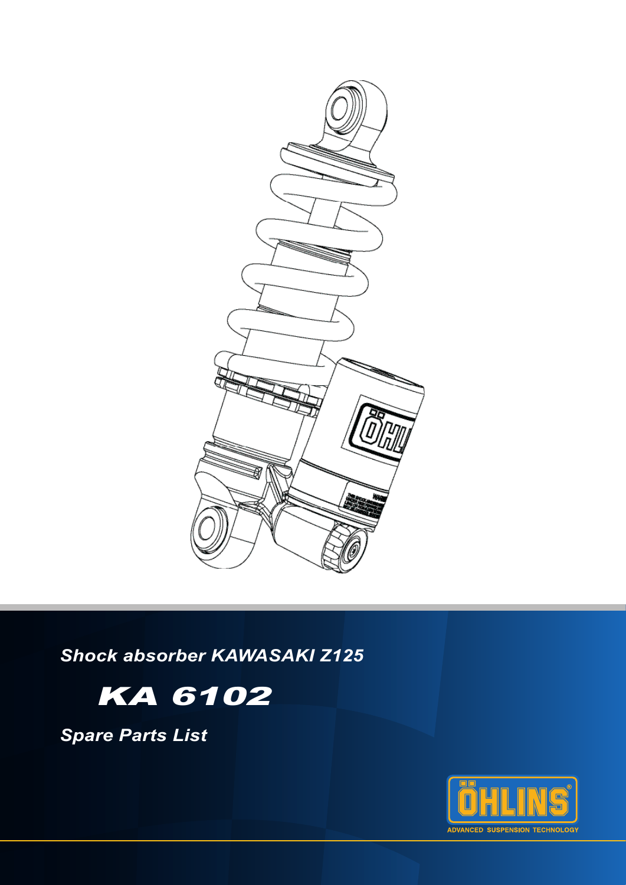*Shock absorber KAWASAKI Z125*

# KA 6102

*Spare Parts List*

ÖHLINS
ADVANCED SUSPENSION TECHNOLOGY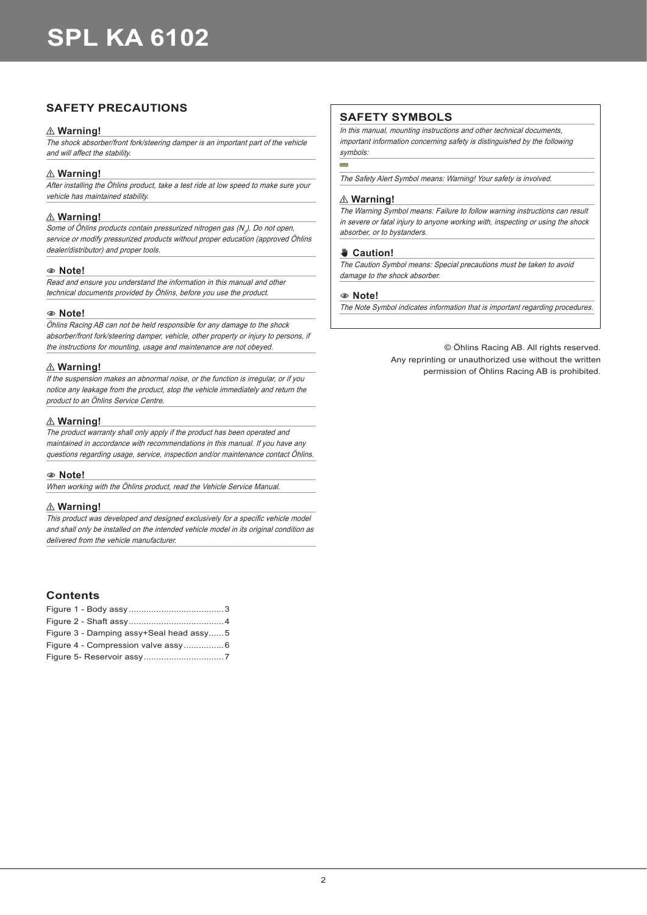# SPL KA 6102

## SAFETY PRECAUTIONS

### ⚠ Warning!

*The shock absorber/front fork/steering damper is an important part of the vehicle and will affect the stability.*

### ⚠ Warning!

*After installing the Öhlins product, take a test ride at low speed to make sure your vehicle has maintained stability.*

### ⚠ Warning!

*Some of Öhlins products contain pressurized nitrogen gas ($N_2$). Do not open, service or modify pressurized products without proper education (approved Öhlins dealer/distributor) and proper tools.*

### Note!

*Read and ensure you understand the information in this manual and other technical documents provided by Öhlins, before you use the product.*

### Note!

*Öhlins Racing AB can not be held responsible for any damage to the shock absorber/front fork/steering damper, vehicle, other property or injury to persons, if the instructions for mounting, usage and maintenance are not obeyed.*

### ⚠ Warning!

*If the suspension makes an abnormal noise, or the function is irregular, or if you notice any leakage from the product, stop the vehicle immediately and return the product to an Öhlins Service Centre.*

### ⚠ Warning!

*The product warranty shall only apply if the product has been operated and maintained in accordance with recommendations in this manual. If you have any questions regarding usage, service, inspection and/or maintenance contact Öhlins.*

### Note!

*When working with the Öhlins product, read the Vehicle Service Manual.*

### ⚠ Warning!

*This product was developed and designed exclusively for a specific vehicle model and shall only be installed on the intended vehicle model in its original condition as delivered from the vehicle manufacturer.*

## SAFETY SYMBOLS

*In this manual, mounting instructions and other technical documents, important information concerning safety is distinguished by the following symbols:*

*The Safety Alert Symbol means: Warning! Your safety is involved.*

### ⚠ Warning!

*The Warning Symbol means: Failure to follow warning instructions can result in severe or fatal injury to anyone working with, inspecting or using the shock absorber, or to bystanders.*

### Caution!

*The Caution Symbol means: Special precautions must be taken to avoid damage to the shock absorber.*

### Note!

*The Note Symbol indicates information that is important regarding procedures.*

© Öhlins Racing AB. All rights reserved.
Any reprinting or unauthorized use without the written permission of Öhlins Racing AB is prohibited.

## Contents

Figure 1 - Body assy......................................3
Figure 2 - Shaft assy......................................4
Figure 3 - Damping assy+Seal head assy......5
Figure 4 - Compression valve assy................6
Figure 5- Reservoir assy................................7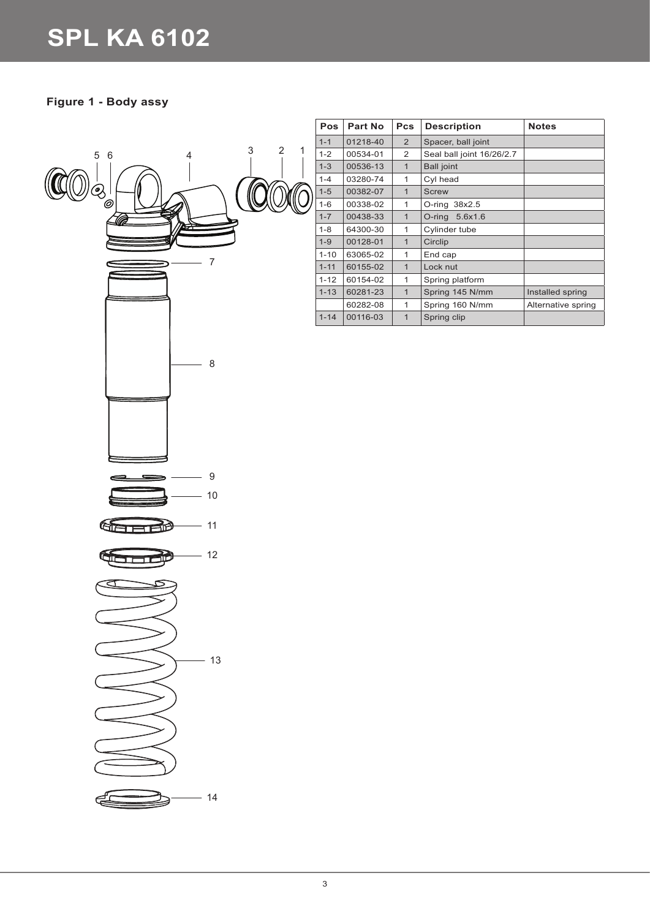# SPL KA 6102

## Figure 1 - Body assy

| Pos | Part No | Pcs | Description | Notes |
|---|---|---|---|---|
| 1-1 | 01218-40 | 2 | Spacer, ball joint | |
| 1-2 | 00534-01 | 2 | Seal ball joint 16/26/2.7 | |
| 1-3 | 00536-13 | 1 | Ball joint | |
| 1-4 | 03280-74 | 1 | Cyl head | |
| 1-5 | 00382-07 | 1 | Screw | |
| 1-6 | 00338-02 | 1 | O-ring 38x2.5 | |
| 1-7 | 00438-33 | 1 | O-ring 5.6x1.6 | |
| 1-8 | 64300-30 | 1 | Cylinder tube | |
| 1-9 | 00128-01 | 1 | Circlip | |
| 1-10 | 63065-02 | 1 | End cap | |
| 1-11 | 60155-02 | 1 | Lock nut | |
| 1-12 | 60154-02 | 1 | Spring platform | |
| 1-13 | 60281-23 | 1 | Spring 145 N/mm | Installed spring |
| | 60282-08 | 1 | Spring 160 N/mm | Alternative spring |
| 1-14 | 00116-03 | 1 | Spring clip | |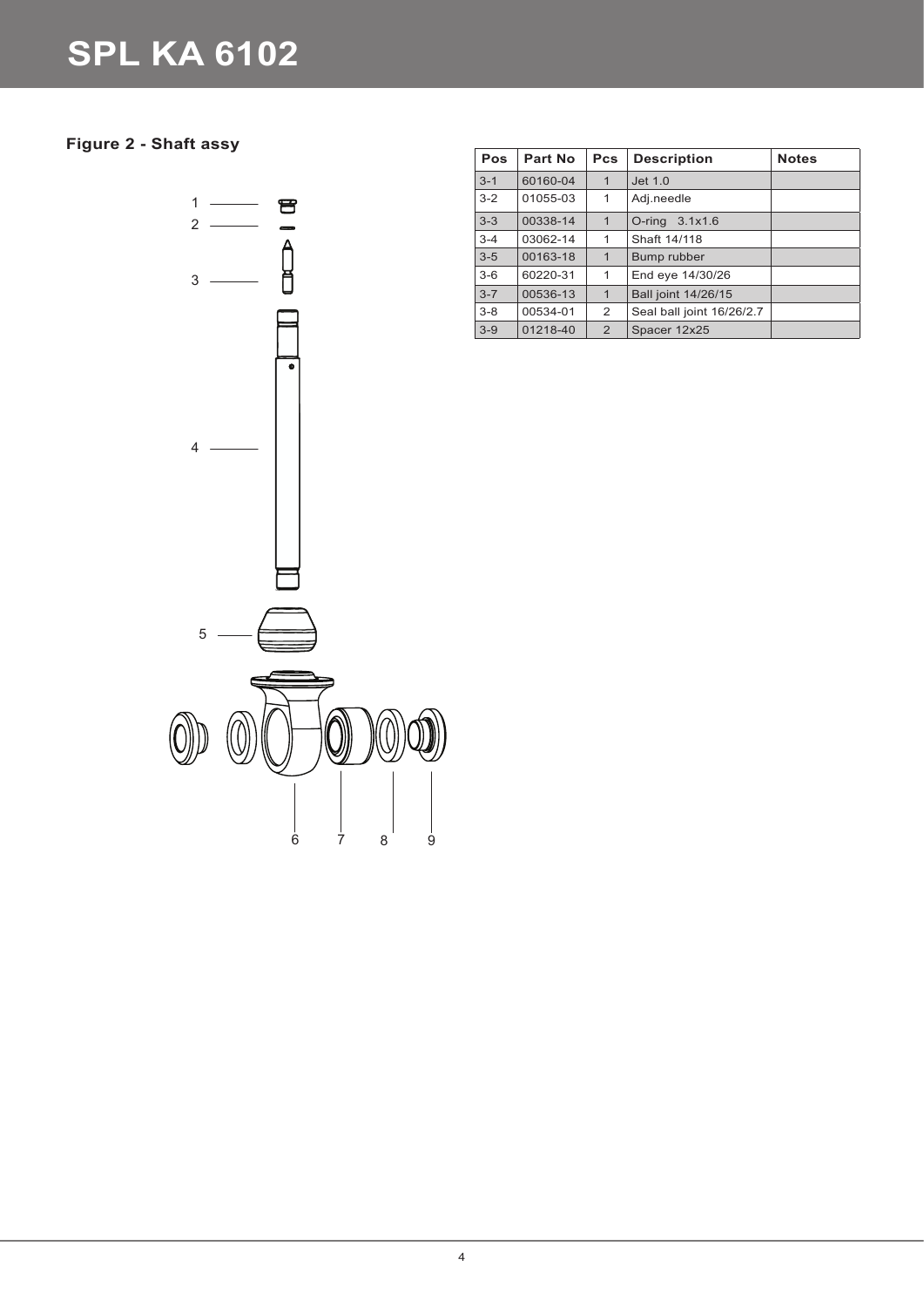# SPL KA 6102

## Figure 2 - Shaft assy

| Pos | Part No | Pcs | Description | Notes |
|---|---|---|---|---|
| 3-1 | 60160-04 | 1 | Jet 1.0 | |
| 3-2 | 01055-03 | 1 | Adj.needle | |
| 3-3 | 00338-14 | 1 | O-ring 3.1x1.6 | |
| 3-4 | 03062-14 | 1 | Shaft 14/118 | |
| 3-5 | 00163-18 | 1 | Bump rubber | |
| 3-6 | 60220-31 | 1 | End eye 14/30/26 | |
| 3-7 | 00536-13 | 1 | Ball joint 14/26/15 | |
| 3-8 | 00534-01 | 2 | Seal ball joint 16/26/2.7 | |
| 3-9 | 01218-40 | 2 | Spacer 12x25 | |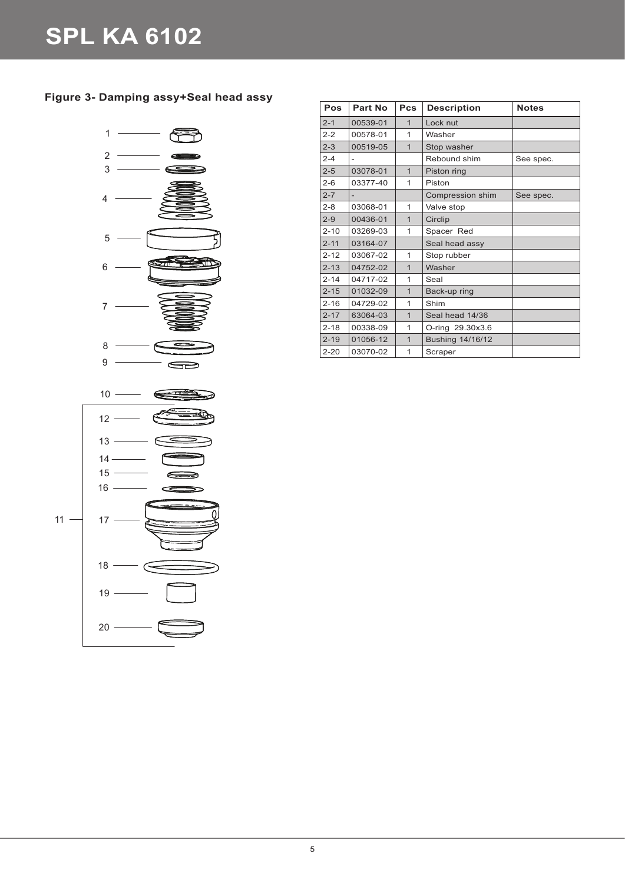# SPL KA 6102

### Figure 3- Damping assy+Seal head assy

| Pos | Part No | Pcs | Description | Notes |
|---|---|---|---|---|
| 2-1 | 00539-01 | 1 | Lock nut | |
| 2-2 | 00578-01 | 1 | Washer | |
| 2-3 | 00519-05 | 1 | Stop washer | |
| 2-4 | - | | Rebound shim | See spec. |
| 2-5 | 03078-01 | 1 | Piston ring | |
| 2-6 | 03377-40 | 1 | Piston | |
| 2-7 | - | | Compression shim | See spec. |
| 2-8 | 03068-01 | 1 | Valve stop | |
| 2-9 | 00436-01 | 1 | Circlip | |
| 2-10 | 03269-03 | 1 | Spacer Red | |
| 2-11 | 03164-07 | | Seal head assy | |
| 2-12 | 03067-02 | 1 | Stop rubber | |
| 2-13 | 04752-02 | 1 | Washer | |
| 2-14 | 04717-02 | 1 | Seal | |
| 2-15 | 01032-09 | 1 | Back-up ring | |
| 2-16 | 04729-02 | 1 | Shim | |
| 2-17 | 63064-03 | 1 | Seal head 14/36 | |
| 2-18 | 00338-09 | 1 | O-ring 29.30x3.6 | |
| 2-19 | 01056-12 | 1 | Bushing 14/16/12 | |
| 2-20 | 03070-02 | 1 | Scraper | |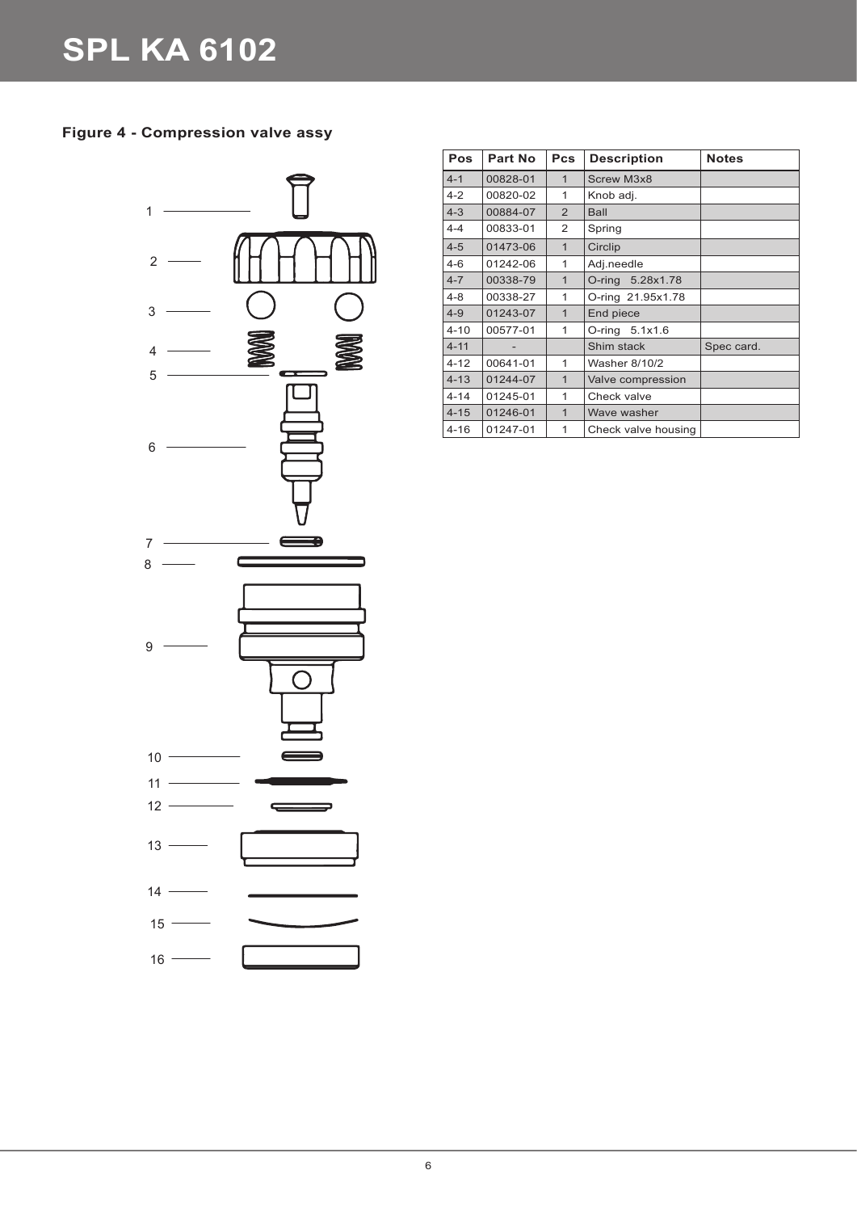# SPL KA 6102

### Figure 4 - Compression valve assy

| Pos | Part No | Pcs | Description | Notes |
|---|---|---|---|---|
| 4-1 | 00828-01 | 1 | Screw M3x8 | |
| 4-2 | 00820-02 | 1 | Knob adj. | |
| 4-3 | 00884-07 | 2 | Ball | |
| 4-4 | 00833-01 | 2 | Spring | |
| 4-5 | 01473-06 | 1 | Circlip | |
| 4-6 | 01242-06 | 1 | Adj.needle | |
| 4-7 | 00338-79 | 1 | O-ring 5.28x1.78 | |
| 4-8 | 00338-27 | 1 | O-ring 21.95x1.78 | |
| 4-9 | 01243-07 | 1 | End piece | |
| 4-10 | 00577-01 | 1 | O-ring 5.1x1.6 | |
| 4-11 | - | | Shim stack | Spec card. |
| 4-12 | 00641-01 | 1 | Washer 8/10/2 | |
| 4-13 | 01244-07 | 1 | Valve compression | |
| 4-14 | 01245-01 | 1 | Check valve | |
| 4-15 | 01246-01 | 1 | Wave washer | |
| 4-16 | 01247-01 | 1 | Check valve housing | |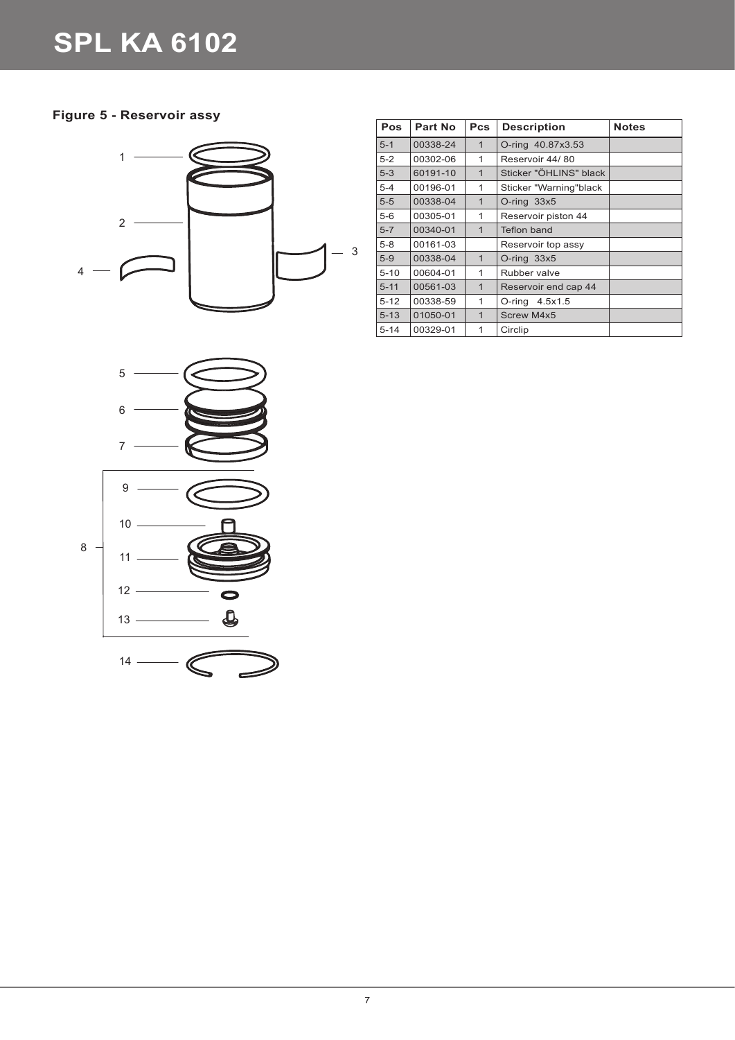# SPL KA 6102

### Figure 5 - Reservoir assy

| Pos | Part No | Pcs | Description | Notes |
|---|---|---|---|---|
| 5-1 | 00338-24 | 1 | O-ring 40.87x3.53 | |
| 5-2 | 00302-06 | 1 | Reservoir 44/ 80 | |
| 5-3 | 60191-10 | 1 | Sticker "ÖHLINS" black | |
| 5-4 | 00196-01 | 1 | Sticker "Warning"black | |
| 5-5 | 00338-04 | 1 | O-ring 33x5 | |
| 5-6 | 00305-01 | 1 | Reservoir piston 44 | |
| 5-7 | 00340-01 | 1 | Teflon band | |
| 5-8 | 00161-03 | | Reservoir top assy | |
| 5-9 | 00338-04 | 1 | O-ring 33x5 | |
| 5-10 | 00604-01 | 1 | Rubber valve | |
| 5-11 | 00561-03 | 1 | Reservoir end cap 44 | |
| 5-12 | 00338-59 | 1 | O-ring 4.5x1.5 | |
| 5-13 | 01050-01 | 1 | Screw M4x5 | |
| 5-14 | 00329-01 | 1 | Circlip | |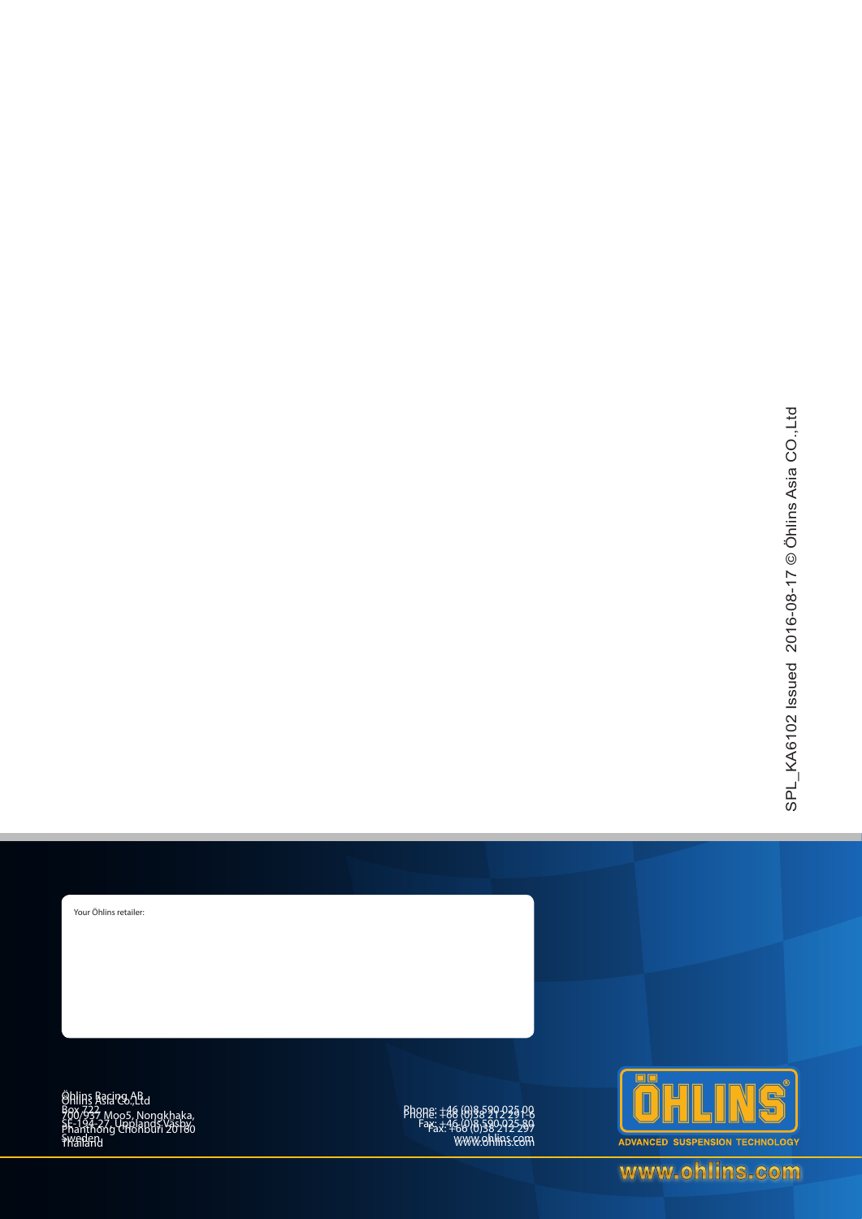SPL_KA6102 Issued 2016-08-17 © Öhlins Asia CO.,Ltd

Your Öhlins retailer:

Öhlins Racing AB
Box 722
SE-194 27 Upplands Väsby
Sweden

Öhlins Asia CO.,Ltd
700/937 Moo5, Nongkhaka,
Phanthong Chonburi 20180
Thailand

Phone: +46 (0)8 590 025 00
Fax: +46 (0)8 590 025 80
www.ohlins.com

Phone: +66 (0)38 212 291-6
Fax: +66 (0)38 212 297
www.ohlins.com

ÖHLINS® ADVANCED SUSPENSION TECHNOLOGY

www.ohlins.com